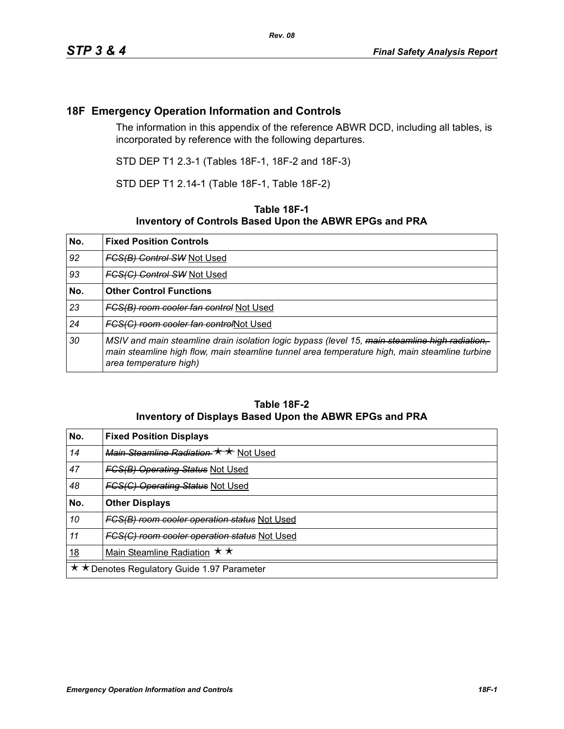# 18F Emergency Operation Information and Controls

The information in this appendix of the reference ABWR DCD, including all tables, is incorporated by reference with the following departures.

STD DEP T1 2.3-1 (Tables 18F-1, 18F-2 and 18F-3)

STD DEP T1 2.14-1 (Table 18F-1, Table 18F-2)

**Table 18F-1**
**Inventory of Controls Based Upon the ABWR EPGs and PRA**

| No. | Fixed Position Controls |
|---|---|
| *92* | ~~*FCS(B) Control SW*~~ Not Used |
| *93* | ~~*FCS(C) Control SW*~~ Not Used |
| **No.** | **Other Control Functions** |
| *23* | ~~*FCS(B) room cooler fan control*~~ Not Used |
| *24* | ~~*FCS(C) room cooler fan control*~~Not Used |
| *30* | *MSIV and main steamline drain isolation logic bypass (level 15,* ~~*main steamline high radiation,*~~ *main steamline high flow, main steamline tunnel area temperature high, main steamline turbine area temperature high)* |

**Table 18F-2**
**Inventory of Displays Based Upon the ABWR EPGs and PRA**

| No. | Fixed Position Displays |
|---|---|
| *14* | ~~*Main Steamline Radiation* ★★~~ Not Used |
| *47* | ~~*FCS(B) Operating Status*~~ Not Used |
| *48* | ~~*FCS(C) Operating Status*~~ Not Used |
| **No.** | **Other Displays** |
| *10* | ~~*FCS(B) room cooler operation status*~~ Not Used |
| *11* | ~~*FCS(C) room cooler operation status*~~ Not Used |
| 18 | Main Steamline Radiation ★★ |
| ★★Denotes Regulatory Guide 1.97 Parameter | |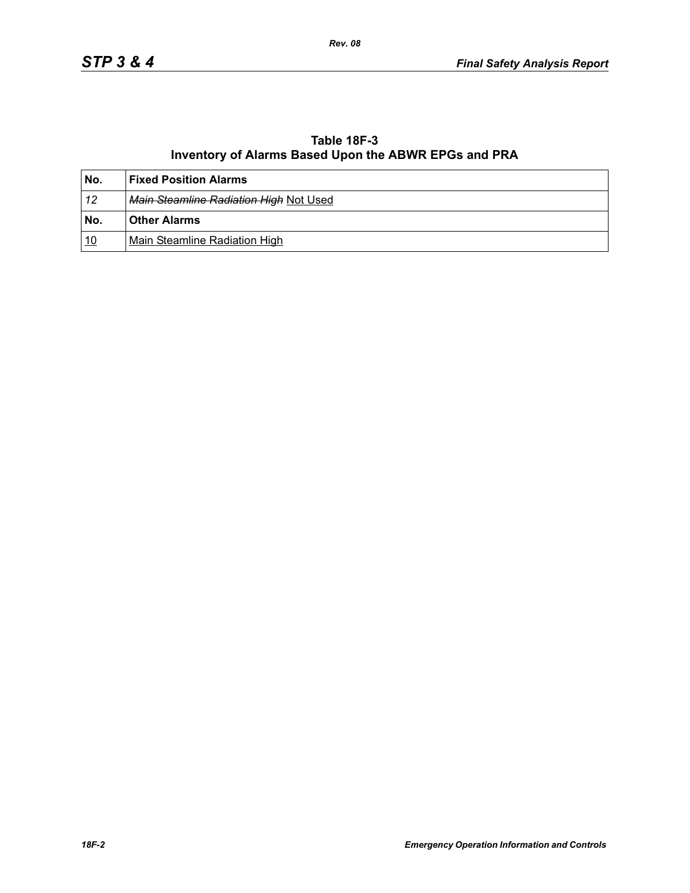**Table 18F-3**
**Inventory of Alarms Based Upon the ABWR EPGs and PRA**

| No. | Fixed Position Alarms |
|---|---|
| *12* | ~~*Main Steamline Radiation High*~~ Not Used |
| **No.** | **Other Alarms** |
| 10 | Main Steamline Radiation High |